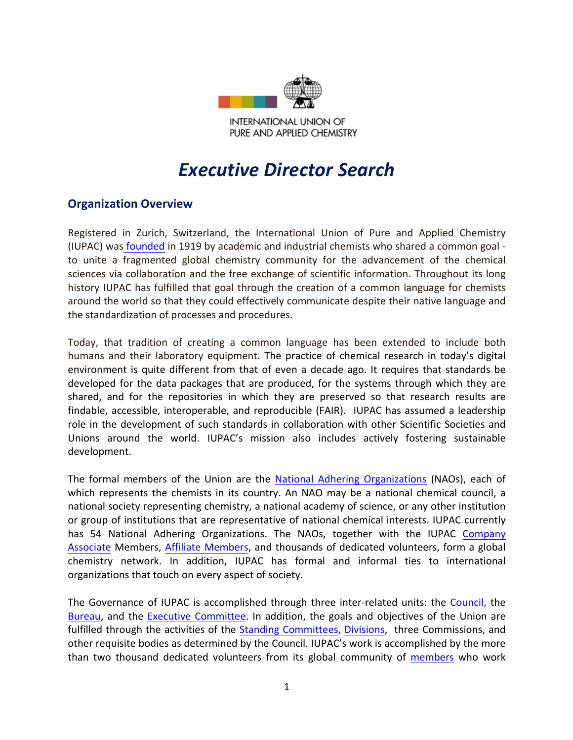INTERNATIONAL UNION OF
PURE AND APPLIED CHEMISTRY

# *Executive Director Search*

## Organization Overview

Registered in Zurich, Switzerland, the International Union of Pure and Applied Chemistry (IUPAC) was founded in 1919 by academic and industrial chemists who shared a common goal - to unite a fragmented global chemistry community for the advancement of the chemical sciences via collaboration and the free exchange of scientific information. Throughout its long history IUPAC has fulfilled that goal through the creation of a common language for chemists around the world so that they could effectively communicate despite their native language and the standardization of processes and procedures.

Today, that tradition of creating a common language has been extended to include both humans and their laboratory equipment. The practice of chemical research in today's digital environment is quite different from that of even a decade ago. It requires that standards be developed for the data packages that are produced, for the systems through which they are shared, and for the repositories in which they are preserved so that research results are findable, accessible, interoperable, and reproducible (FAIR). IUPAC has assumed a leadership role in the development of such standards in collaboration with other Scientific Societies and Unions around the world. IUPAC's mission also includes actively fostering sustainable development.

The formal members of the Union are the National Adhering Organizations (NAOs), each of which represents the chemists in its country. An NAO may be a national chemical council, a national society representing chemistry, a national academy of science, or any other institution or group of institutions that are representative of national chemical interests. IUPAC currently has 54 National Adhering Organizations. The NAOs, together with the IUPAC Company Associate Members, Affiliate Members, and thousands of dedicated volunteers, form a global chemistry network. In addition, IUPAC has formal and informal ties to international organizations that touch on every aspect of society.

The Governance of IUPAC is accomplished through three inter-related units: the Council, the Bureau, and the Executive Committee. In addition, the goals and objectives of the Union are fulfilled through the activities of the Standing Committees, Divisions, three Commissions, and other requisite bodies as determined by the Council. IUPAC's work is accomplished by the more than two thousand dedicated volunteers from its global community of members who work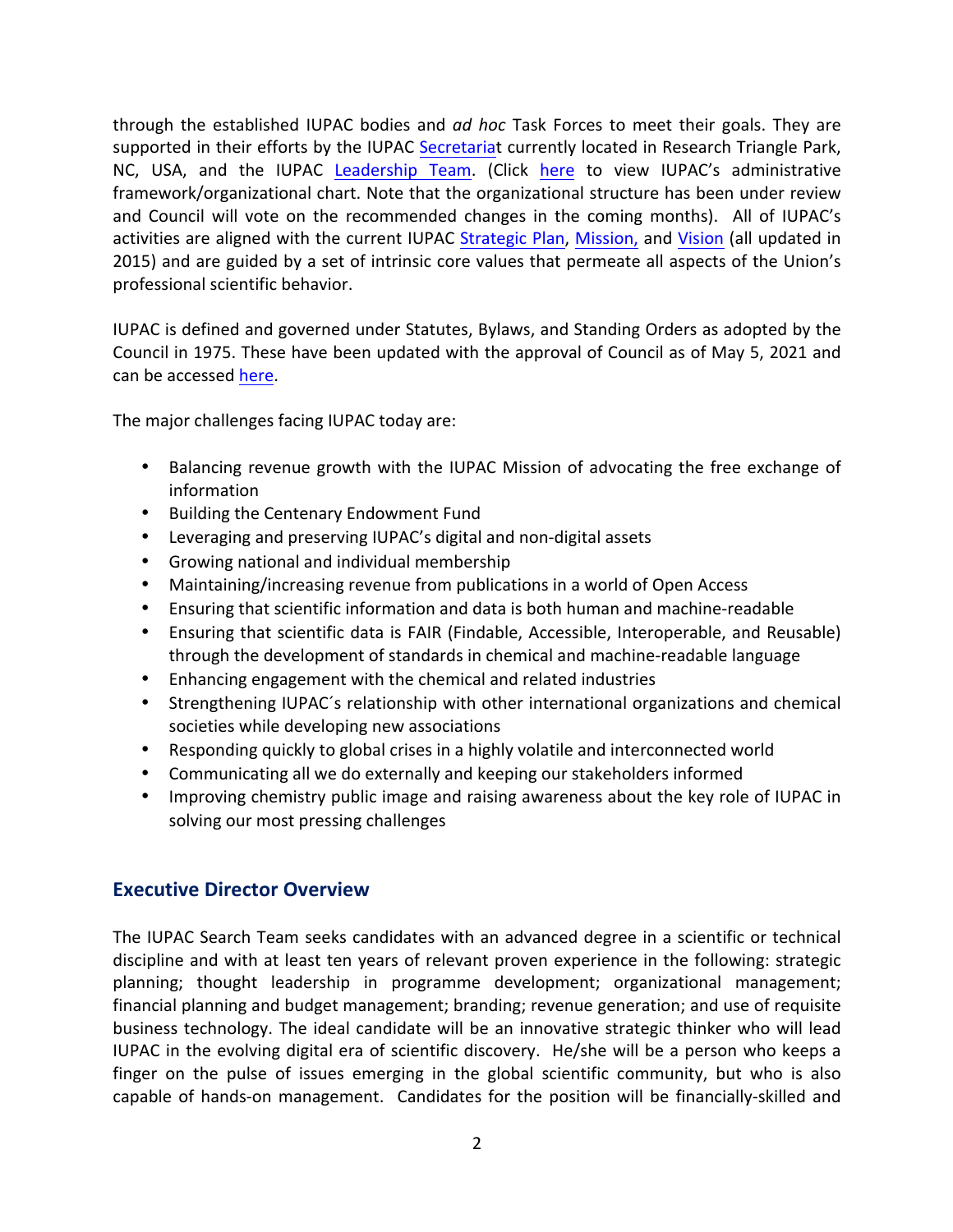through the established IUPAC bodies and *ad hoc* Task Forces to meet their goals. They are supported in their efforts by the IUPAC Secretariat currently located in Research Triangle Park, NC, USA, and the IUPAC Leadership Team. (Click here to view IUPAC's administrative framework/organizational chart. Note that the organizational structure has been under review and Council will vote on the recommended changes in the coming months). All of IUPAC's activities are aligned with the current IUPAC Strategic Plan, Mission, and Vision (all updated in 2015) and are guided by a set of intrinsic core values that permeate all aspects of the Union's professional scientific behavior.

IUPAC is defined and governed under Statutes, Bylaws, and Standing Orders as adopted by the Council in 1975. These have been updated with the approval of Council as of May 5, 2021 and can be accessed here.

The major challenges facing IUPAC today are:

- Balancing revenue growth with the IUPAC Mission of advocating the free exchange of information
- Building the Centenary Endowment Fund
- Leveraging and preserving IUPAC's digital and non-digital assets
- Growing national and individual membership
- Maintaining/increasing revenue from publications in a world of Open Access
- Ensuring that scientific information and data is both human and machine-readable
- Ensuring that scientific data is FAIR (Findable, Accessible, Interoperable, and Reusable) through the development of standards in chemical and machine-readable language
- Enhancing engagement with the chemical and related industries
- Strengthening IUPAC´s relationship with other international organizations and chemical societies while developing new associations
- Responding quickly to global crises in a highly volatile and interconnected world
- Communicating all we do externally and keeping our stakeholders informed
- Improving chemistry public image and raising awareness about the key role of IUPAC in solving our most pressing challenges

## Executive Director Overview

The IUPAC Search Team seeks candidates with an advanced degree in a scientific or technical discipline and with at least ten years of relevant proven experience in the following: strategic planning; thought leadership in programme development; organizational management; financial planning and budget management; branding; revenue generation; and use of requisite business technology. The ideal candidate will be an innovative strategic thinker who will lead IUPAC in the evolving digital era of scientific discovery. He/she will be a person who keeps a finger on the pulse of issues emerging in the global scientific community, but who is also capable of hands-on management. Candidates for the position will be financially-skilled and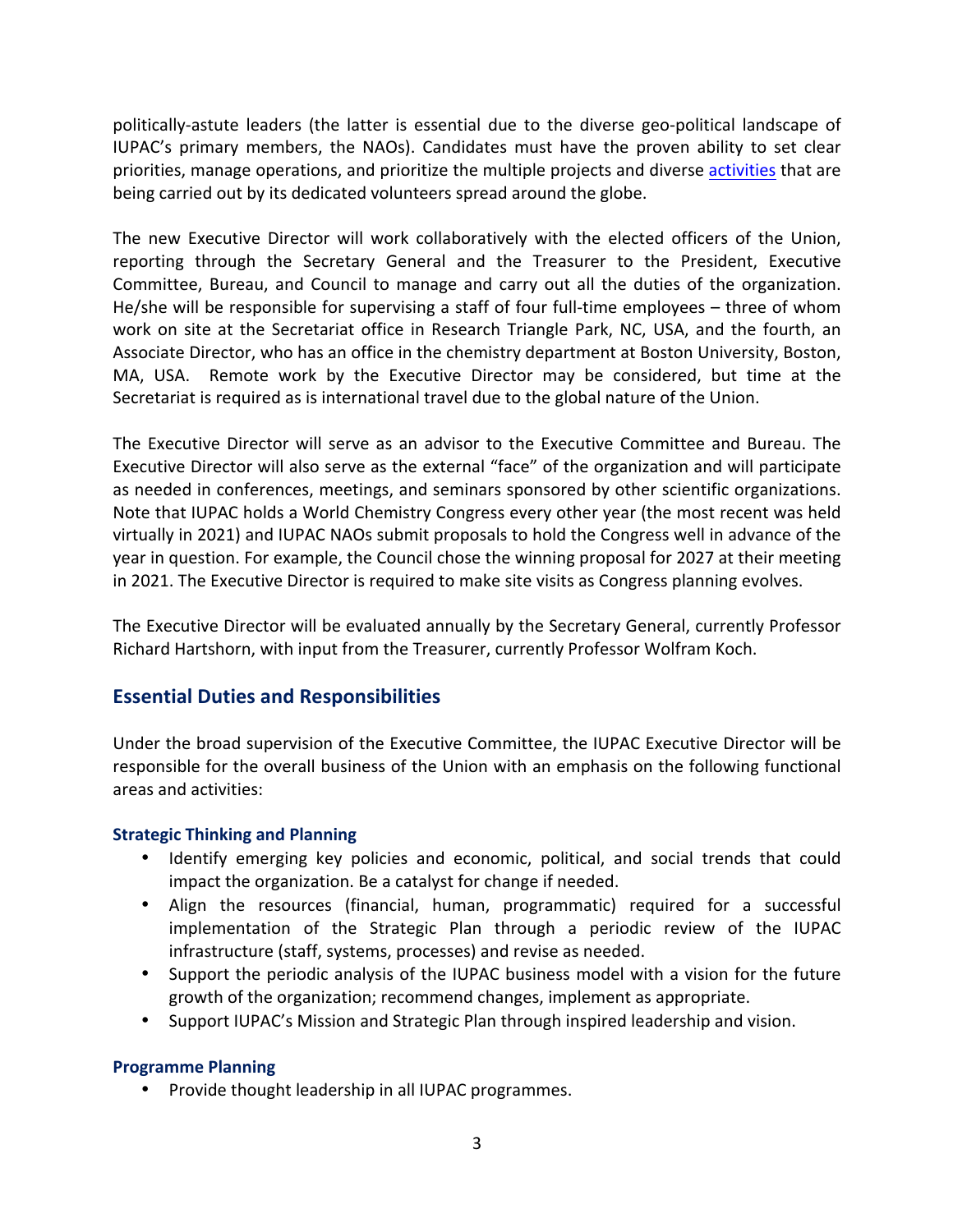politically-astute leaders (the latter is essential due to the diverse geo-political landscape of IUPAC's primary members, the NAOs). Candidates must have the proven ability to set clear priorities, manage operations, and prioritize the multiple projects and diverse activities that are being carried out by its dedicated volunteers spread around the globe.

The new Executive Director will work collaboratively with the elected officers of the Union, reporting through the Secretary General and the Treasurer to the President, Executive Committee, Bureau, and Council to manage and carry out all the duties of the organization. He/she will be responsible for supervising a staff of four full-time employees – three of whom work on site at the Secretariat office in Research Triangle Park, NC, USA, and the fourth, an Associate Director, who has an office in the chemistry department at Boston University, Boston, MA, USA. Remote work by the Executive Director may be considered, but time at the Secretariat is required as is international travel due to the global nature of the Union.

The Executive Director will serve as an advisor to the Executive Committee and Bureau. The Executive Director will also serve as the external "face" of the organization and will participate as needed in conferences, meetings, and seminars sponsored by other scientific organizations. Note that IUPAC holds a World Chemistry Congress every other year (the most recent was held virtually in 2021) and IUPAC NAOs submit proposals to hold the Congress well in advance of the year in question. For example, the Council chose the winning proposal for 2027 at their meeting in 2021. The Executive Director is required to make site visits as Congress planning evolves.

The Executive Director will be evaluated annually by the Secretary General, currently Professor Richard Hartshorn, with input from the Treasurer, currently Professor Wolfram Koch.

## Essential Duties and Responsibilities

Under the broad supervision of the Executive Committee, the IUPAC Executive Director will be responsible for the overall business of the Union with an emphasis on the following functional areas and activities:

### Strategic Thinking and Planning

- Identify emerging key policies and economic, political, and social trends that could impact the organization. Be a catalyst for change if needed.
- Align the resources (financial, human, programmatic) required for a successful implementation of the Strategic Plan through a periodic review of the IUPAC infrastructure (staff, systems, processes) and revise as needed.
- Support the periodic analysis of the IUPAC business model with a vision for the future growth of the organization; recommend changes, implement as appropriate.
- Support IUPAC's Mission and Strategic Plan through inspired leadership and vision.

### Programme Planning

- Provide thought leadership in all IUPAC programmes.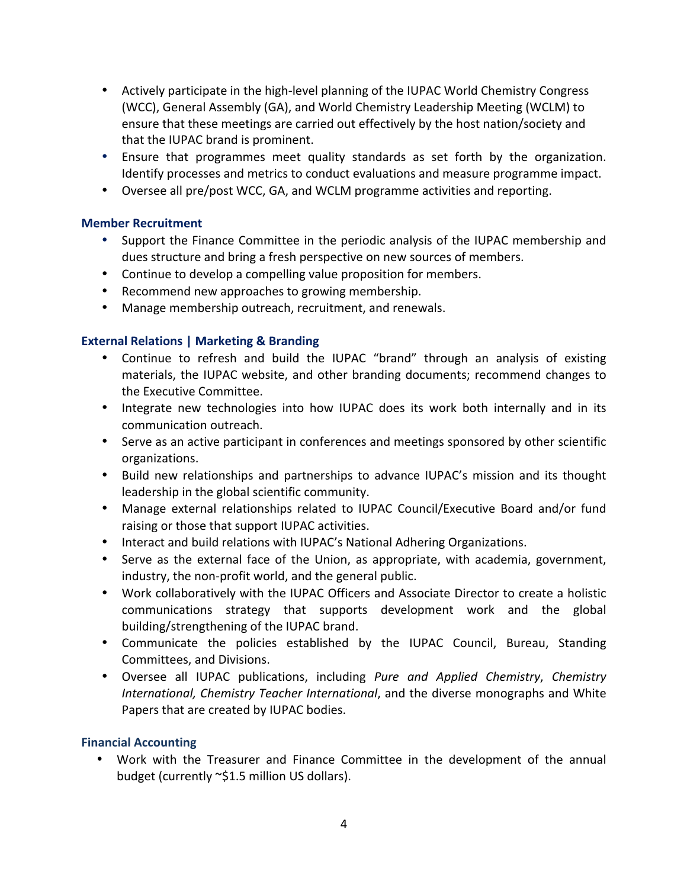- Actively participate in the high-level planning of the IUPAC World Chemistry Congress (WCC), General Assembly (GA), and World Chemistry Leadership Meeting (WCLM) to ensure that these meetings are carried out effectively by the host nation/society and that the IUPAC brand is prominent.
- Ensure that programmes meet quality standards as set forth by the organization. Identify processes and metrics to conduct evaluations and measure programme impact.
- Oversee all pre/post WCC, GA, and WCLM programme activities and reporting.

### Member Recruitment

- Support the Finance Committee in the periodic analysis of the IUPAC membership and dues structure and bring a fresh perspective on new sources of members.
- Continue to develop a compelling value proposition for members.
- Recommend new approaches to growing membership.
- Manage membership outreach, recruitment, and renewals.

### External Relations | Marketing & Branding

- Continue to refresh and build the IUPAC "brand" through an analysis of existing materials, the IUPAC website, and other branding documents; recommend changes to the Executive Committee.
- Integrate new technologies into how IUPAC does its work both internally and in its communication outreach.
- Serve as an active participant in conferences and meetings sponsored by other scientific organizations.
- Build new relationships and partnerships to advance IUPAC's mission and its thought leadership in the global scientific community.
- Manage external relationships related to IUPAC Council/Executive Board and/or fund raising or those that support IUPAC activities.
- Interact and build relations with IUPAC's National Adhering Organizations.
- Serve as the external face of the Union, as appropriate, with academia, government, industry, the non-profit world, and the general public.
- Work collaboratively with the IUPAC Officers and Associate Director to create a holistic communications strategy that supports development work and the global building/strengthening of the IUPAC brand.
- Communicate the policies established by the IUPAC Council, Bureau, Standing Committees, and Divisions.
- Oversee all IUPAC publications, including *Pure and Applied Chemistry*, *Chemistry International, Chemistry Teacher International*, and the diverse monographs and White Papers that are created by IUPAC bodies.

### Financial Accounting

- Work with the Treasurer and Finance Committee in the development of the annual budget (currently ~$1.5 million US dollars).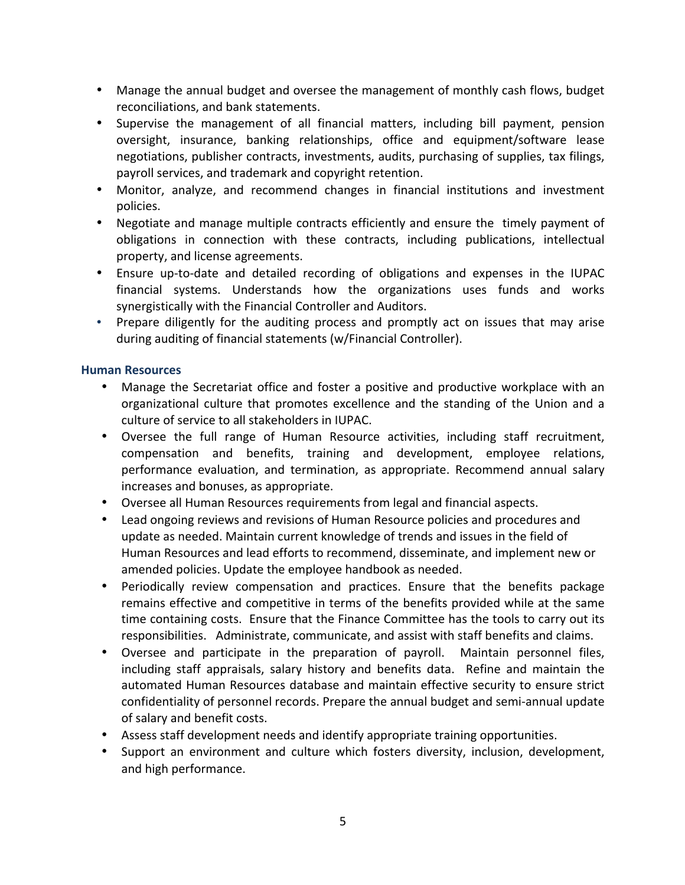- Manage the annual budget and oversee the management of monthly cash flows, budget reconciliations, and bank statements.
- Supervise the management of all financial matters, including bill payment, pension oversight, insurance, banking relationships, office and equipment/software lease negotiations, publisher contracts, investments, audits, purchasing of supplies, tax filings, payroll services, and trademark and copyright retention.
- Monitor, analyze, and recommend changes in financial institutions and investment policies.
- Negotiate and manage multiple contracts efficiently and ensure the timely payment of obligations in connection with these contracts, including publications, intellectual property, and license agreements.
- Ensure up-to-date and detailed recording of obligations and expenses in the IUPAC financial systems. Understands how the organizations uses funds and works synergistically with the Financial Controller and Auditors.
- Prepare diligently for the auditing process and promptly act on issues that may arise during auditing of financial statements (w/Financial Controller).

### Human Resources

- Manage the Secretariat office and foster a positive and productive workplace with an organizational culture that promotes excellence and the standing of the Union and a culture of service to all stakeholders in IUPAC.
- Oversee the full range of Human Resource activities, including staff recruitment, compensation and benefits, training and development, employee relations, performance evaluation, and termination, as appropriate. Recommend annual salary increases and bonuses, as appropriate.
- Oversee all Human Resources requirements from legal and financial aspects.
- Lead ongoing reviews and revisions of Human Resource policies and procedures and update as needed. Maintain current knowledge of trends and issues in the field of Human Resources and lead efforts to recommend, disseminate, and implement new or amended policies. Update the employee handbook as needed.
- Periodically review compensation and practices. Ensure that the benefits package remains effective and competitive in terms of the benefits provided while at the same time containing costs. Ensure that the Finance Committee has the tools to carry out its responsibilities. Administrate, communicate, and assist with staff benefits and claims.
- Oversee and participate in the preparation of payroll. Maintain personnel files, including staff appraisals, salary history and benefits data. Refine and maintain the automated Human Resources database and maintain effective security to ensure strict confidentiality of personnel records. Prepare the annual budget and semi-annual update of salary and benefit costs.
- Assess staff development needs and identify appropriate training opportunities.
- Support an environment and culture which fosters diversity, inclusion, development, and high performance.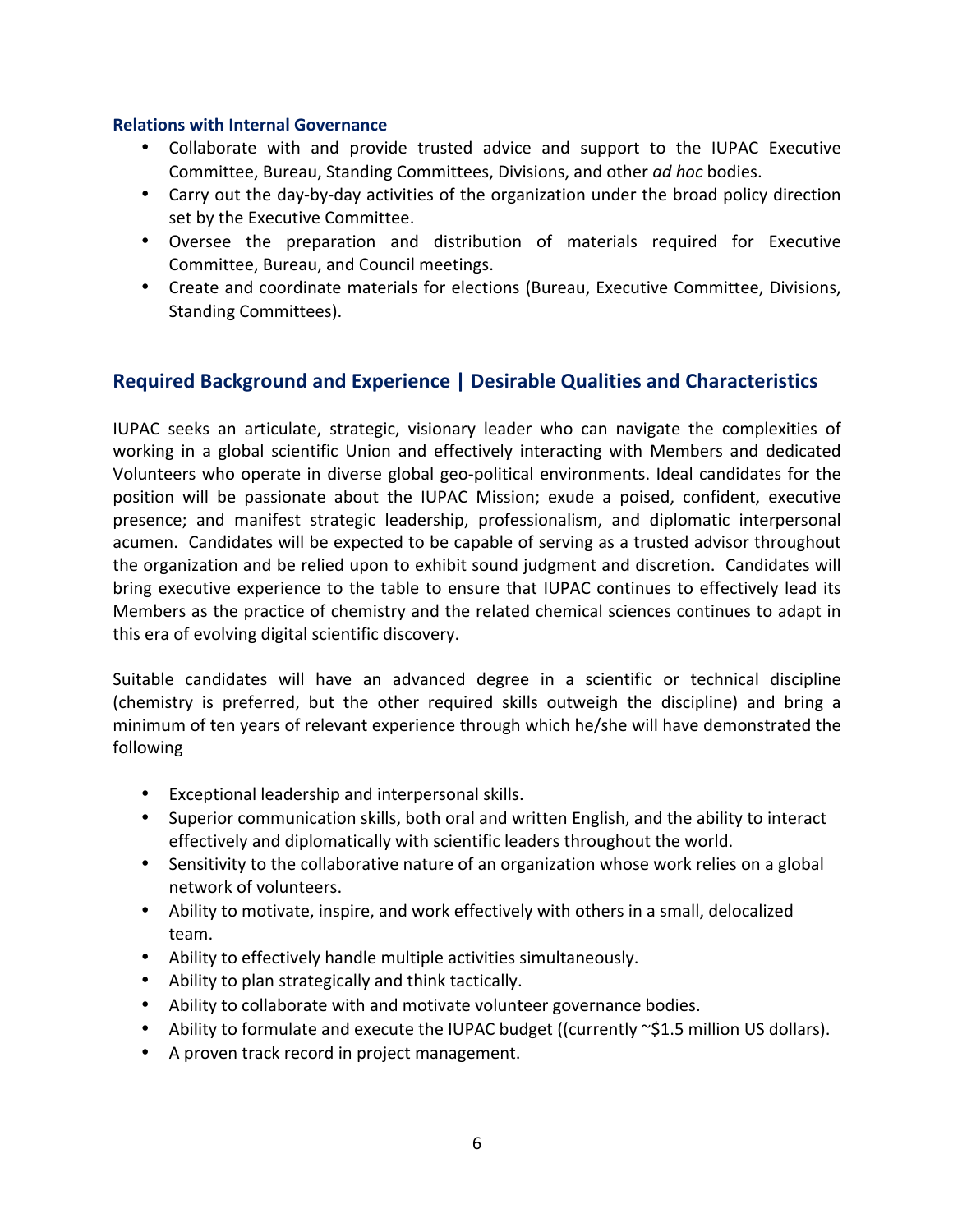### Relations with Internal Governance

- Collaborate with and provide trusted advice and support to the IUPAC Executive Committee, Bureau, Standing Committees, Divisions, and other *ad hoc* bodies.
- Carry out the day-by-day activities of the organization under the broad policy direction set by the Executive Committee.
- Oversee the preparation and distribution of materials required for Executive Committee, Bureau, and Council meetings.
- Create and coordinate materials for elections (Bureau, Executive Committee, Divisions, Standing Committees).

## Required Background and Experience | Desirable Qualities and Characteristics

IUPAC seeks an articulate, strategic, visionary leader who can navigate the complexities of working in a global scientific Union and effectively interacting with Members and dedicated Volunteers who operate in diverse global geo-political environments. Ideal candidates for the position will be passionate about the IUPAC Mission; exude a poised, confident, executive presence; and manifest strategic leadership, professionalism, and diplomatic interpersonal acumen. Candidates will be expected to be capable of serving as a trusted advisor throughout the organization and be relied upon to exhibit sound judgment and discretion. Candidates will bring executive experience to the table to ensure that IUPAC continues to effectively lead its Members as the practice of chemistry and the related chemical sciences continues to adapt in this era of evolving digital scientific discovery.

Suitable candidates will have an advanced degree in a scientific or technical discipline (chemistry is preferred, but the other required skills outweigh the discipline) and bring a minimum of ten years of relevant experience through which he/she will have demonstrated the following

- Exceptional leadership and interpersonal skills.
- Superior communication skills, both oral and written English, and the ability to interact effectively and diplomatically with scientific leaders throughout the world.
- Sensitivity to the collaborative nature of an organization whose work relies on a global network of volunteers.
- Ability to motivate, inspire, and work effectively with others in a small, delocalized team.
- Ability to effectively handle multiple activities simultaneously.
- Ability to plan strategically and think tactically.
- Ability to collaborate with and motivate volunteer governance bodies.
- Ability to formulate and execute the IUPAC budget ((currently ~$1.5 million US dollars).
- A proven track record in project management.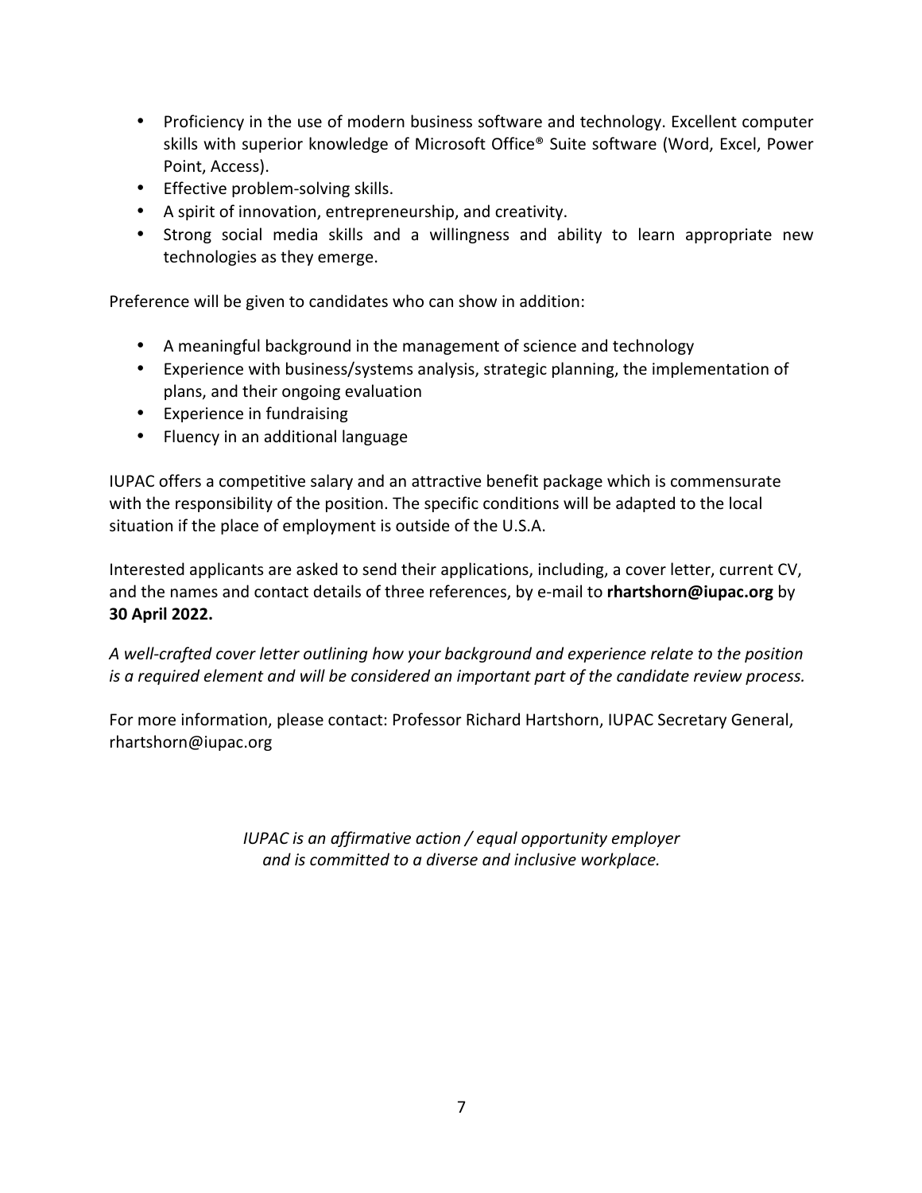- Proficiency in the use of modern business software and technology. Excellent computer skills with superior knowledge of Microsoft Office® Suite software (Word, Excel, Power Point, Access).
- Effective problem-solving skills.
- A spirit of innovation, entrepreneurship, and creativity.
- Strong social media skills and a willingness and ability to learn appropriate new technologies as they emerge.

Preference will be given to candidates who can show in addition:

- A meaningful background in the management of science and technology
- Experience with business/systems analysis, strategic planning, the implementation of plans, and their ongoing evaluation
- Experience in fundraising
- Fluency in an additional language

IUPAC offers a competitive salary and an attractive benefit package which is commensurate with the responsibility of the position. The specific conditions will be adapted to the local situation if the place of employment is outside of the U.S.A.

Interested applicants are asked to send their applications, including, a cover letter, current CV, and the names and contact details of three references, by e-mail to **rhartshorn@iupac.org** by **30 April 2022.**

*A well-crafted cover letter outlining how your background and experience relate to the position is a required element and will be considered an important part of the candidate review process.*

For more information, please contact: Professor Richard Hartshorn, IUPAC Secretary General, rhartshorn@iupac.org

*IUPAC is an affirmative action / equal opportunity employer and is committed to a diverse and inclusive workplace.*